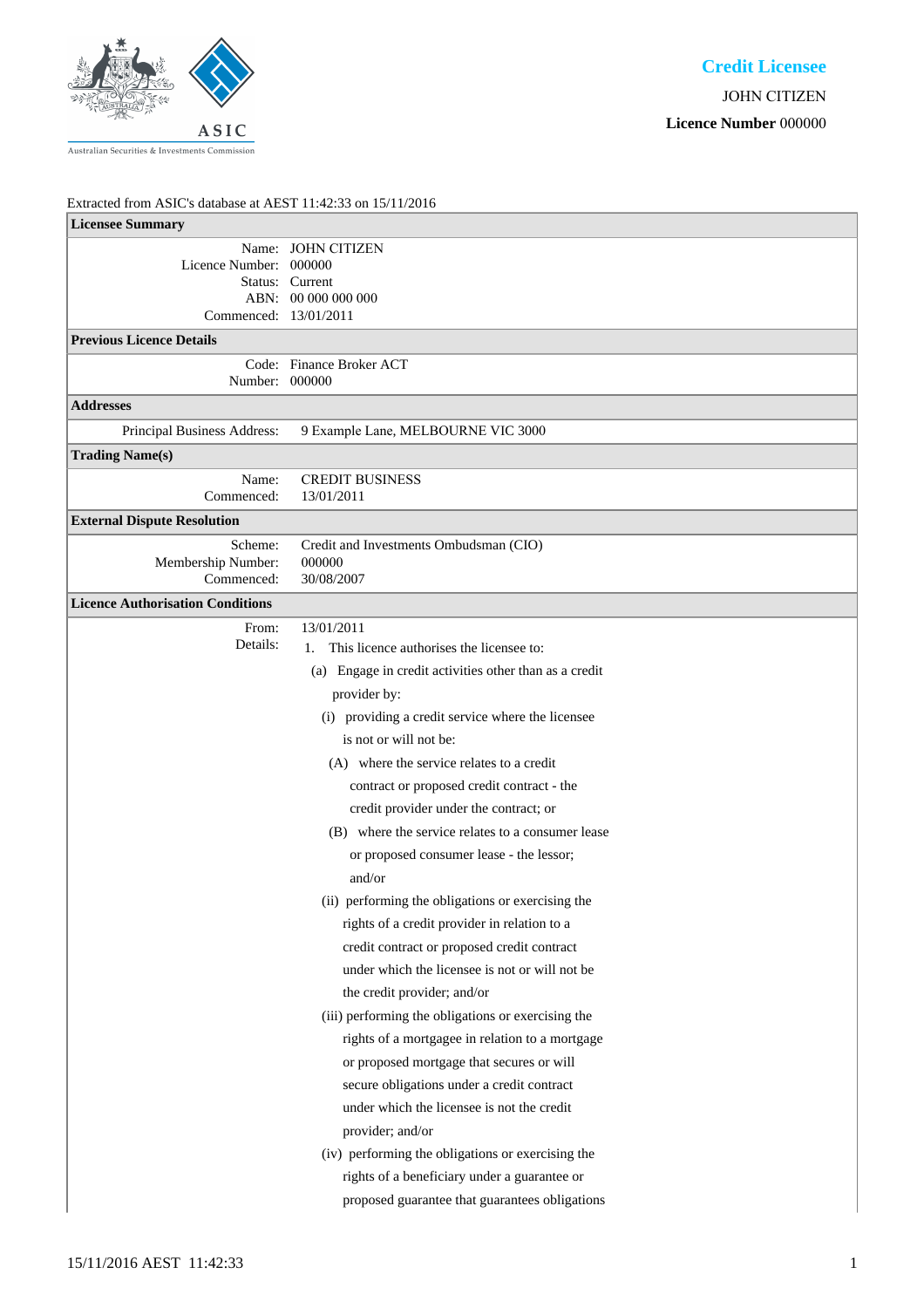**Credit Licensee**

JOHN CITIZEN

**Licence Number** 000000

Extracted from ASIC's database at AEST 11:42:33 on 15/11/2016

## Licensee Summary

| | |
|---|---|
| Name: | JOHN CITIZEN |
| Licence Number: | 000000 |
| Status: | Current |
| ABN: | 00 000 000 000 |
| Commenced: | 13/01/2011 |

## Previous Licence Details

| | |
|---|---|
| Code: | Finance Broker ACT |
| Number: | 000000 |

## Addresses

| | |
|---|---|
| Principal Business Address: | 9 Example Lane, MELBOURNE VIC 3000 |

## Trading Name(s)

| | |
|---|---|
| Name: | CREDIT BUSINESS |
| Commenced: | 13/01/2011 |

## External Dispute Resolution

| | |
|---|---|
| Scheme: | Credit and Investments Ombudsman (CIO) |
| Membership Number: | 000000 |
| Commenced: | 30/08/2007 |

## Licence Authorisation Conditions

From: 13/01/2011

Details:

1. This licence authorises the licensee to:
   - (a) Engage in credit activities other than as a credit provider by:
     - (i) providing a credit service where the licensee is not or will not be:
       - (A) where the service relates to a credit contract or proposed credit contract - the credit provider under the contract; or
       - (B) where the service relates to a consumer lease or proposed consumer lease - the lessor; and/or
     - (ii) performing the obligations or exercising the rights of a credit provider in relation to a credit contract or proposed credit contract under which the licensee is not or will not be the credit provider; and/or
     - (iii) performing the obligations or exercising the rights of a mortgagee in relation to a mortgage or proposed mortgage that secures or will secure obligations under a credit contract under which the licensee is not the credit provider; and/or
     - (iv) performing the obligations or exercising the rights of a beneficiary under a guarantee or proposed guarantee that guarantees obligations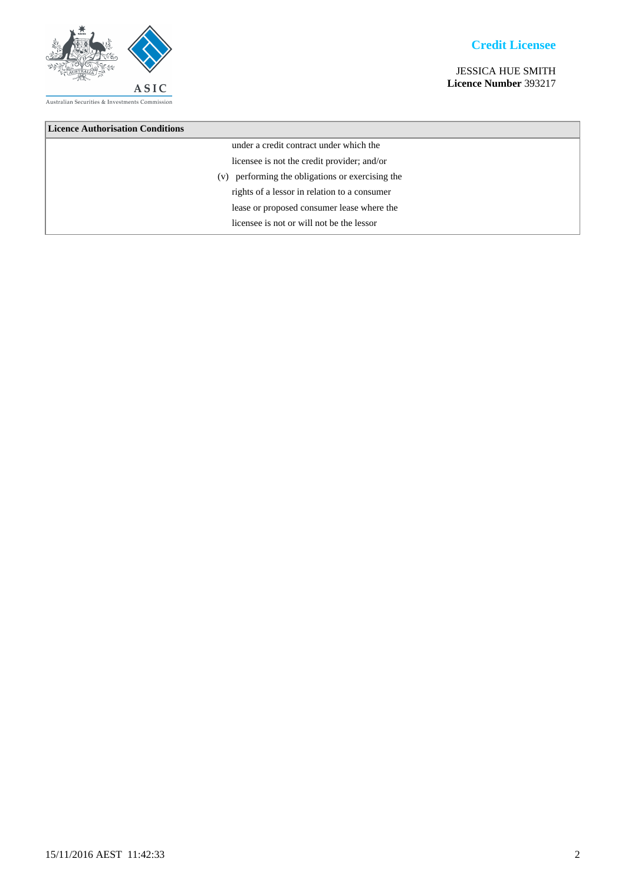| Licence Authorisation Conditions |
| --- |
| under a credit contract under which the licensee is not the credit provider; and/or<br>(v) performing the obligations or exercising the rights of a lessor in relation to a consumer lease or proposed consumer lease where the licensee is not or will not be the lessor |